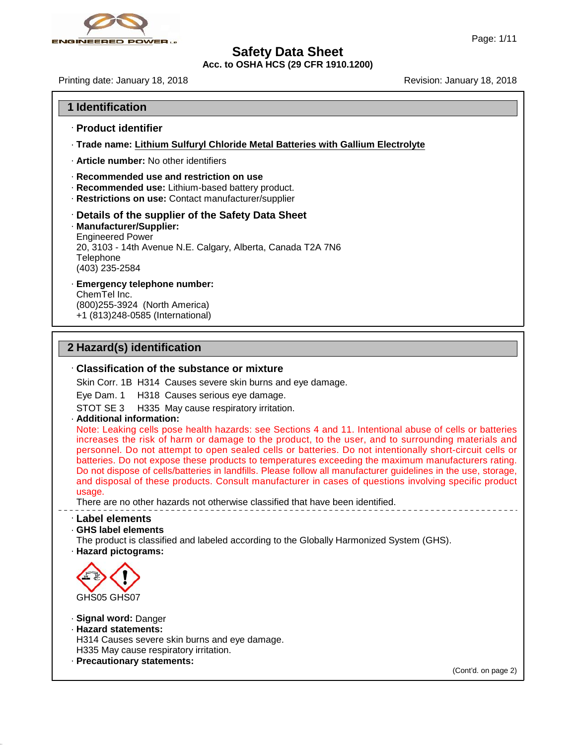# Safety Data Sheet

**Acc. to OSHA HCS (29 CFR 1910.1200)**

Printing date: January 18, 2018 Revision: January 18, 2018

## 1 Identification

· **Product identifier**

· **Trade name: Lithium Sulfuryl Chloride Metal Batteries with Gallium Electrolyte**

· **Article number:** No other identifiers

· **Recommended use and restriction on use**
· **Recommended use:** Lithium-based battery product.
· **Restrictions on use:** Contact manufacturer/supplier

· **Details of the supplier of the Safety Data Sheet**
· **Manufacturer/Supplier:**
Engineered Power
20, 3103 - 14th Avenue N.E. Calgary, Alberta, Canada T2A 7N6
Telephone
(403) 235-2584

· **Emergency telephone number:**
ChemTel Inc.
(800)255-3924 (North America)
+1 (813)248-0585 (International)

## 2 Hazard(s) identification

· **Classification of the substance or mixture**

Skin Corr. 1B H314 Causes severe skin burns and eye damage.

Eye Dam. 1 H318 Causes serious eye damage.

STOT SE 3 H335 May cause respiratory irritation.

· **Additional information:**

Note: Leaking cells pose health hazards: see Sections 4 and 11. Intentional abuse of cells or batteries increases the risk of harm or damage to the product, to the user, and to surrounding materials and personnel. Do not attempt to open sealed cells or batteries. Do not intentionally short-circuit cells or batteries. Do not expose these products to temperatures exceeding the maximum manufacturers rating. Do not dispose of cells/batteries in landfills. Please follow all manufacturer guidelines in the use, storage, and disposal of these products. Consult manufacturer in cases of questions involving specific product usage.

There are no other hazards not otherwise classified that have been identified.

· **Label elements**
· **GHS label elements**
The product is classified and labeled according to the Globally Harmonized System (GHS).
· **Hazard pictograms:**

GHS05 GHS07

· **Signal word:** Danger
· **Hazard statements:**
H314 Causes severe skin burns and eye damage.
H335 May cause respiratory irritation.
· **Precautionary statements:**

(Cont'd. on page 2)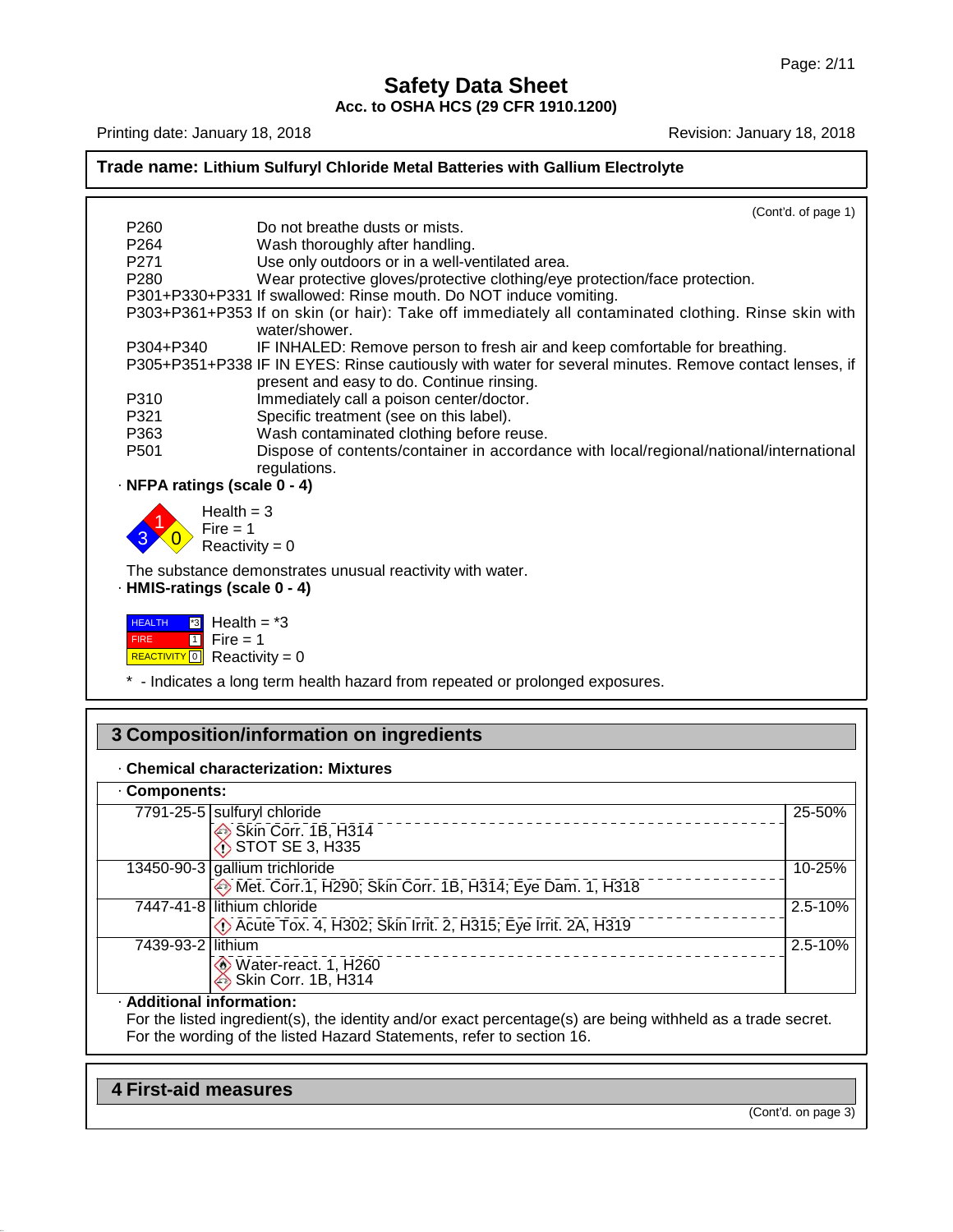## Safety Data Sheet
**Acc. to OSHA HCS (29 CFR 1910.1200)**

Printing date: January 18, 2018 — Revision: January 18, 2018

**Trade name: Lithium Sulfuryl Chloride Metal Batteries with Gallium Electrolyte**

(Cont'd. of page 1)

| | |
|---|---|
| P260 | Do not breathe dusts or mists. |
| P264 | Wash thoroughly after handling. |
| P271 | Use only outdoors or in a well-ventilated area. |
| P280 | Wear protective gloves/protective clothing/eye protection/face protection. |
| P301+P330+P331 | If swallowed: Rinse mouth. Do NOT induce vomiting. |
| P303+P361+P353 | If on skin (or hair): Take off immediately all contaminated clothing. Rinse skin with water/shower. |
| P304+P340 | IF INHALED: Remove person to fresh air and keep comfortable for breathing. |
| P305+P351+P338 | IF IN EYES: Rinse cautiously with water for several minutes. Remove contact lenses, if present and easy to do. Continue rinsing. |
| P310 | Immediately call a poison center/doctor. |
| P321 | Specific treatment (see on this label). |
| P363 | Wash contaminated clothing before reuse. |
| P501 | Dispose of contents/container in accordance with local/regional/national/international regulations. |

· **NFPA ratings (scale 0 - 4)**

Health = 3
Fire = 1
Reactivity = 0

The substance demonstrates unusual reactivity with water.

· **HMIS-ratings (scale 0 - 4)**

| | | |
|---|---|---|
| HEALTH | *3 | Health = *3 |
| FIRE | 1 | Fire = 1 |
| REACTIVITY | 0 | Reactivity = 0 |

\* - Indicates a long term health hazard from repeated or prolonged exposures.

## 3 Composition/information on ingredients

· **Chemical characterization: Mixtures**

· **Components:**

| CAS | Component | % |
|---|---|---|
| 7791-25-5 | sulfuryl chloride<br>Skin Corr. 1B, H314<br>STOT SE 3, H335 | 25-50% |
| 13450-90-3 | gallium trichloride<br>Met. Corr.1, H290; Skin Corr. 1B, H314; Eye Dam. 1, H318 | 10-25% |
| 7447-41-8 | lithium chloride<br>Acute Tox. 4, H302; Skin Irrit. 2, H315; Eye Irrit. 2A, H319 | 2.5-10% |
| 7439-93-2 | lithium<br>Water-react. 1, H260<br>Skin Corr. 1B, H314 | 2.5-10% |

· **Additional information:**

For the listed ingredient(s), the identity and/or exact percentage(s) are being withheld as a trade secret.
For the wording of the listed Hazard Statements, refer to section 16.

## 4 First-aid measures

(Cont'd. on page 3)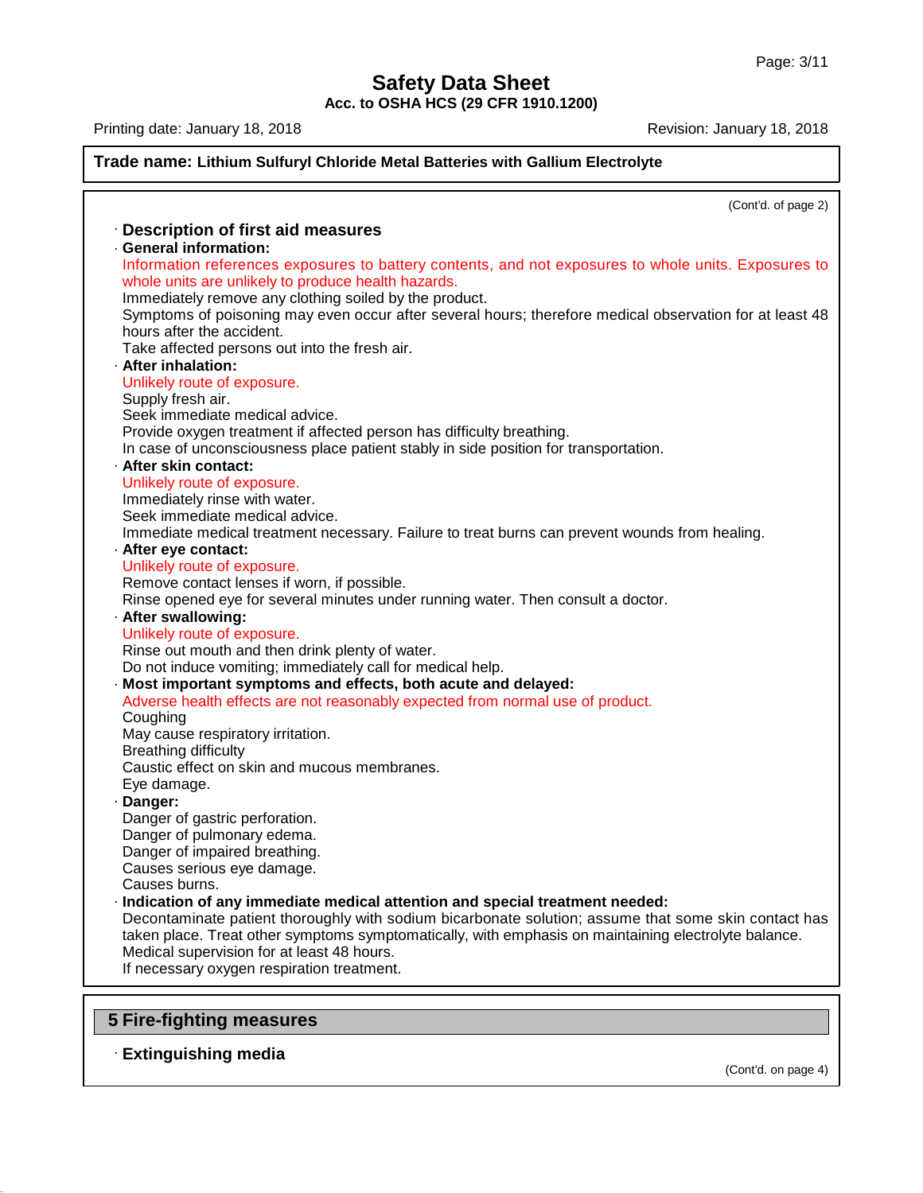**Trade name: Lithium Sulfuryl Chloride Metal Batteries with Gallium Electrolyte**

(Cont'd. of page 2)

### · Description of first aid measures

· **General information:**

Information references exposures to battery contents, and not exposures to whole units. Exposures to whole units are unlikely to produce health hazards.

Immediately remove any clothing soiled by the product.

Symptoms of poisoning may even occur after several hours; therefore medical observation for at least 48 hours after the accident.

Take affected persons out into the fresh air.

· **After inhalation:**

Unlikely route of exposure.

Supply fresh air.

Seek immediate medical advice.

Provide oxygen treatment if affected person has difficulty breathing.

In case of unconsciousness place patient stably in side position for transportation.

· **After skin contact:**

Unlikely route of exposure.

Immediately rinse with water.

Seek immediate medical advice.

Immediate medical treatment necessary. Failure to treat burns can prevent wounds from healing.

· **After eye contact:**

Unlikely route of exposure.

Remove contact lenses if worn, if possible.

Rinse opened eye for several minutes under running water. Then consult a doctor.

· **After swallowing:**

Unlikely route of exposure.

Rinse out mouth and then drink plenty of water.

Do not induce vomiting; immediately call for medical help.

· **Most important symptoms and effects, both acute and delayed:**

Adverse health effects are not reasonably expected from normal use of product.

Coughing

May cause respiratory irritation.

Breathing difficulty

Caustic effect on skin and mucous membranes.

Eye damage.

· **Danger:**

Danger of gastric perforation.

Danger of pulmonary edema.

Danger of impaired breathing.

Causes serious eye damage.

Causes burns.

· **Indication of any immediate medical attention and special treatment needed:**

Decontaminate patient thoroughly with sodium bicarbonate solution; assume that some skin contact has taken place. Treat other symptoms symptomatically, with emphasis on maintaining electrolyte balance.

Medical supervision for at least 48 hours.

If necessary oxygen respiration treatment.

## 5 Fire-fighting measures

### · Extinguishing media

(Cont'd. on page 4)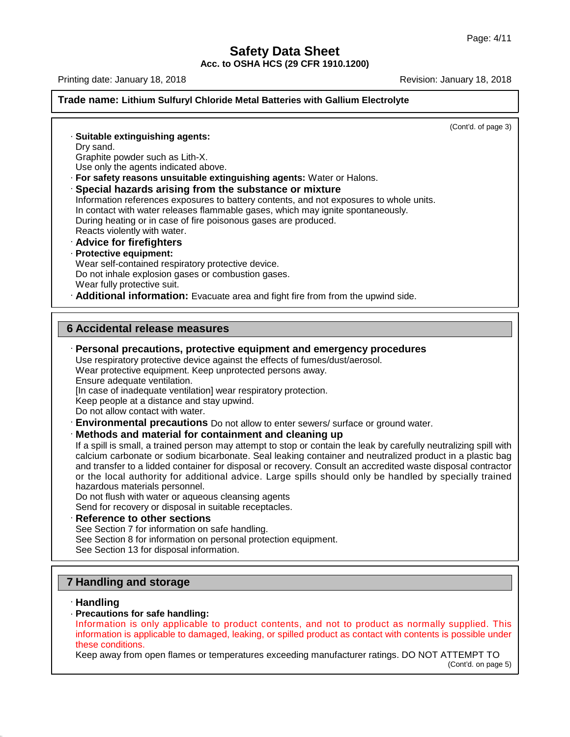**Trade name: Lithium Sulfuryl Chloride Metal Batteries with Gallium Electrolyte**

(Cont'd. of page 3)

· **Suitable extinguishing agents:**
Dry sand.
Graphite powder such as Lith-X.
Use only the agents indicated above.

· **For safety reasons unsuitable extinguishing agents:** Water or Halons.

· **Special hazards arising from the substance or mixture**
Information references exposures to battery contents, and not exposures to whole units.
In contact with water releases flammable gases, which may ignite spontaneously.
During heating or in case of fire poisonous gases are produced.
Reacts violently with water.

· **Advice for firefighters**

· **Protective equipment:**
Wear self-contained respiratory protective device.
Do not inhale explosion gases or combustion gases.
Wear fully protective suit.

· **Additional information:** Evacuate area and fight fire from from the upwind side.

## 6 Accidental release measures

· **Personal precautions, protective equipment and emergency procedures**
Use respiratory protective device against the effects of fumes/dust/aerosol.
Wear protective equipment. Keep unprotected persons away.
Ensure adequate ventilation.
[In case of inadequate ventilation] wear respiratory protection.
Keep people at a distance and stay upwind.
Do not allow contact with water.

· **Environmental precautions** Do not allow to enter sewers/ surface or ground water.

· **Methods and material for containment and cleaning up**
If a spill is small, a trained person may attempt to stop or contain the leak by carefully neutralizing spill with calcium carbonate or sodium bicarbonate. Seal leaking container and neutralized product in a plastic bag and transfer to a lidded container for disposal or recovery. Consult an accredited waste disposal contractor or the local authority for additional advice. Large spills should only be handled by specially trained hazardous materials personnel.
Do not flush with water or aqueous cleansing agents
Send for recovery or disposal in suitable receptacles.

· **Reference to other sections**
See Section 7 for information on safe handling.
See Section 8 for information on personal protection equipment.
See Section 13 for disposal information.

## 7 Handling and storage

· **Handling**

· **Precautions for safe handling:**
Information is only applicable to product contents, and not to product as normally supplied. This information is applicable to damaged, leaking, or spilled product as contact with contents is possible under these conditions.
Keep away from open flames or temperatures exceeding manufacturer ratings. DO NOT ATTEMPT TO

(Cont'd. on page 5)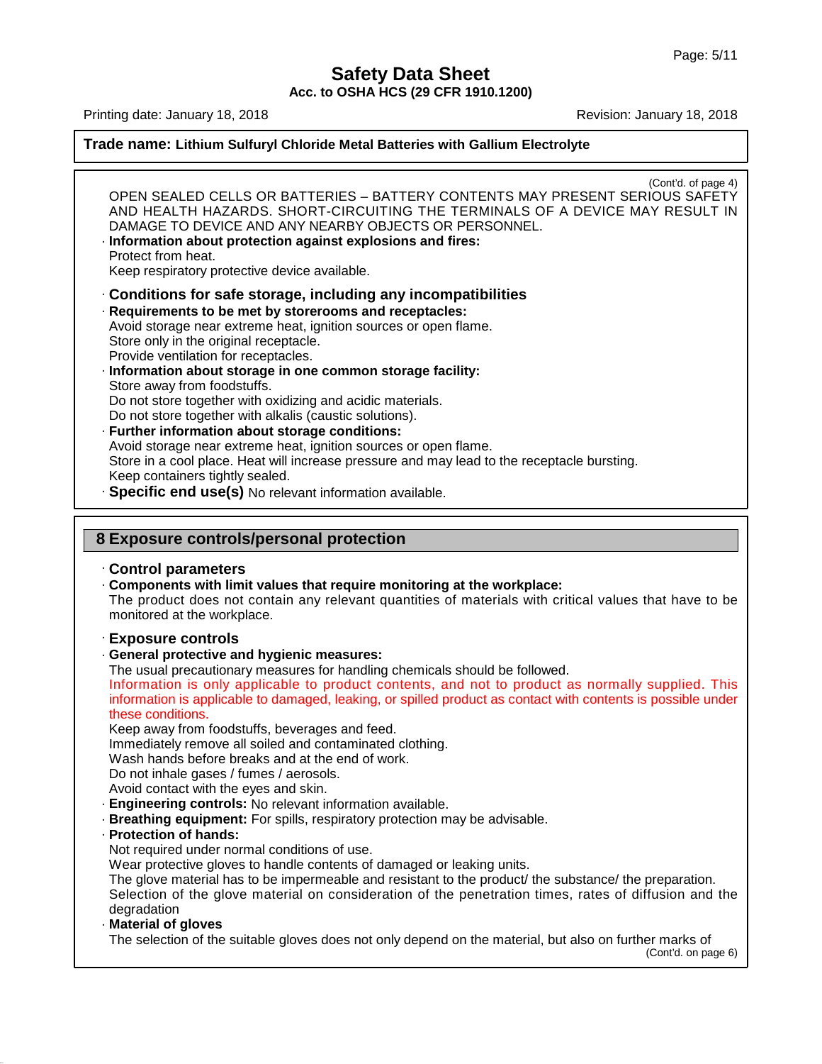# Safety Data Sheet

**Acc. to OSHA HCS (29 CFR 1910.1200)**

Printing date: January 18, 2018 Revision: January 18, 2018

**Trade name: Lithium Sulfuryl Chloride Metal Batteries with Gallium Electrolyte**

(Cont'd. of page 4)

OPEN SEALED CELLS OR BATTERIES – BATTERY CONTENTS MAY PRESENT SERIOUS SAFETY AND HEALTH HAZARDS. SHORT-CIRCUITING THE TERMINALS OF A DEVICE MAY RESULT IN DAMAGE TO DEVICE AND ANY NEARBY OBJECTS OR PERSONNEL.

· **Information about protection against explosions and fires:**
Protect from heat.
Keep respiratory protective device available.

· **Conditions for safe storage, including any incompatibilities**

· **Requirements to be met by storerooms and receptacles:**
Avoid storage near extreme heat, ignition sources or open flame.
Store only in the original receptacle.
Provide ventilation for receptacles.

· **Information about storage in one common storage facility:**
Store away from foodstuffs.
Do not store together with oxidizing and acidic materials.
Do not store together with alkalis (caustic solutions).

· **Further information about storage conditions:**
Avoid storage near extreme heat, ignition sources or open flame.
Store in a cool place. Heat will increase pressure and may lead to the receptacle bursting.
Keep containers tightly sealed.

· **Specific end use(s)** No relevant information available.

## 8 Exposure controls/personal protection

· **Control parameters**

· **Components with limit values that require monitoring at the workplace:**
The product does not contain any relevant quantities of materials with critical values that have to be monitored at the workplace.

· **Exposure controls**

· **General protective and hygienic measures:**
The usual precautionary measures for handling chemicals should be followed.
Information is only applicable to product contents, and not to product as normally supplied. This information is applicable to damaged, leaking, or spilled product as contact with contents is possible under these conditions.
Keep away from foodstuffs, beverages and feed.
Immediately remove all soiled and contaminated clothing.
Wash hands before breaks and at the end of work.
Do not inhale gases / fumes / aerosols.
Avoid contact with the eyes and skin.

· **Engineering controls:** No relevant information available.

· **Breathing equipment:** For spills, respiratory protection may be advisable.

· **Protection of hands:**
Not required under normal conditions of use.
Wear protective gloves to handle contents of damaged or leaking units.
The glove material has to be impermeable and resistant to the product/ the substance/ the preparation.
Selection of the glove material on consideration of the penetration times, rates of diffusion and the degradation

· **Material of gloves**
The selection of the suitable gloves does not only depend on the material, but also on further marks of

(Cont'd. on page 6)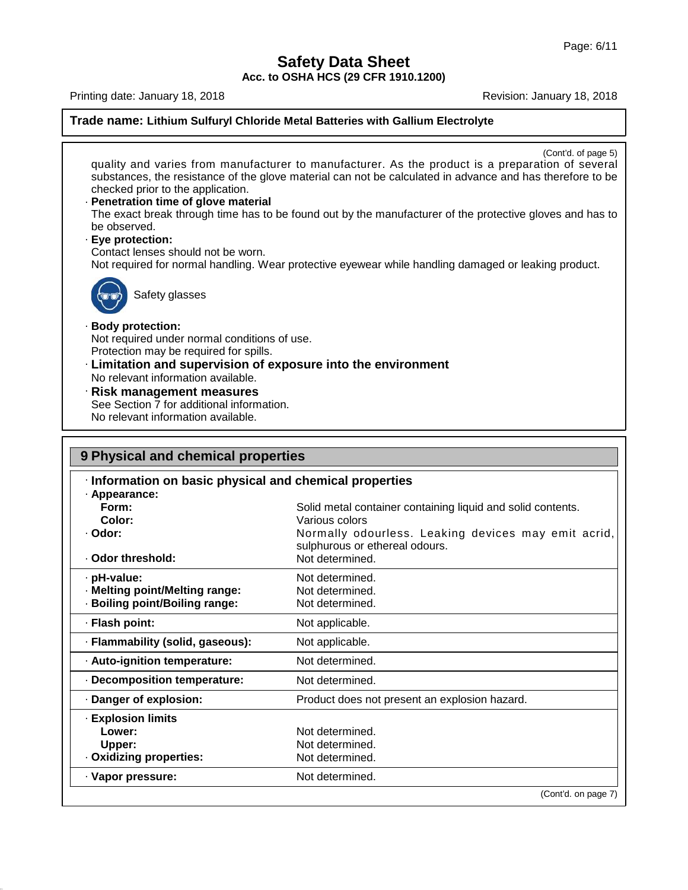**Trade name: Lithium Sulfuryl Chloride Metal Batteries with Gallium Electrolyte**

(Cont'd. of page 5)

quality and varies from manufacturer to manufacturer. As the product is a preparation of several substances, the resistance of the glove material can not be calculated in advance and has therefore to be checked prior to the application.

· **Penetration time of glove material**
The exact break through time has to be found out by the manufacturer of the protective gloves and has to be observed.

· **Eye protection:**
Contact lenses should not be worn.
Not required for normal handling. Wear protective eyewear while handling damaged or leaking product.

Safety glasses

· **Body protection:**
Not required under normal conditions of use.
Protection may be required for spills.

· **Limitation and supervision of exposure into the environment**
No relevant information available.

· **Risk management measures**
See Section 7 for additional information.
No relevant information available.

## 9 Physical and chemical properties

· **Information on basic physical and chemical properties**

| Property | Value |
|---|---|
| · **Appearance:** | |
| **Form:** | Solid metal container containing liquid and solid contents. |
| **Color:** | Various colors |
| · **Odor:** | Normally odourless. Leaking devices may emit acrid, sulphurous or ethereal odours. |
| · **Odor threshold:** | Not determined. |
| · **pH-value:** | Not determined. |
| · **Melting point/Melting range:** | Not determined. |
| · **Boiling point/Boiling range:** | Not determined. |
| · **Flash point:** | Not applicable. |
| · **Flammability (solid, gaseous):** | Not applicable. |
| · **Auto-ignition temperature:** | Not determined. |
| · **Decomposition temperature:** | Not determined. |
| · **Danger of explosion:** | Product does not present an explosion hazard. |
| · **Explosion limits** | |
| **Lower:** | Not determined. |
| **Upper:** | Not determined. |
| · **Oxidizing properties:** | Not determined. |
| · **Vapor pressure:** | Not determined. |

(Cont'd. on page 7)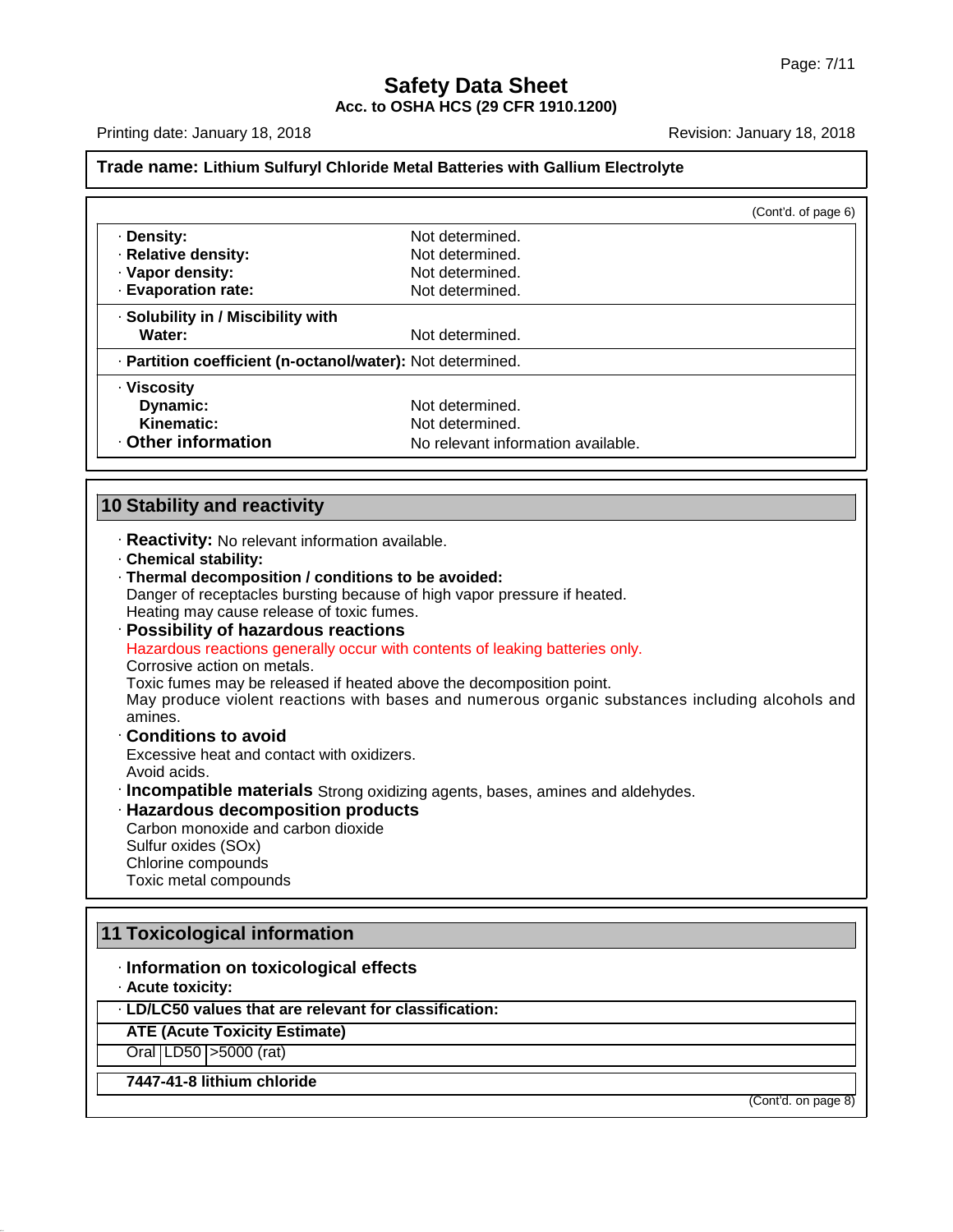Trade name: **Lithium Sulfuryl Chloride Metal Batteries with Gallium Electrolyte**

(Cont'd. of page 6)

| | |
|---|---|
| · **Density:** | Not determined. |
| · **Relative density:** | Not determined. |
| · **Vapor density:** | Not determined. |
| · **Evaporation rate:** | Not determined. |
| · **Solubility in / Miscibility with Water:** | Not determined. |
| · **Partition coefficient (n-octanol/water):** | Not determined. |
| · **Viscosity** | |
| **Dynamic:** | Not determined. |
| **Kinematic:** | Not determined. |
| · **Other information** | No relevant information available. |

## 10 Stability and reactivity

· **Reactivity:** No relevant information available.

· **Chemical stability:**

· **Thermal decomposition / conditions to be avoided:**
Danger of receptacles bursting because of high vapor pressure if heated.
Heating may cause release of toxic fumes.

· **Possibility of hazardous reactions**
Hazardous reactions generally occur with contents of leaking batteries only.
Corrosive action on metals.
Toxic fumes may be released if heated above the decomposition point.
May produce violent reactions with bases and numerous organic substances including alcohols and amines.

· **Conditions to avoid**
Excessive heat and contact with oxidizers.
Avoid acids.

· **Incompatible materials** Strong oxidizing agents, bases, amines and aldehydes.

· **Hazardous decomposition products**
Carbon monoxide and carbon dioxide
Sulfur oxides (SOx)
Chlorine compounds
Toxic metal compounds

## 11 Toxicological information

· **Information on toxicological effects**

· **Acute toxicity:**

· **LD/LC50 values that are relevant for classification:**

**ATE (Acute Toxicity Estimate)**

| | | |
|---|---|---|
| Oral | LD50 | >5000 (rat) |

**7447-41-8 lithium chloride**

(Cont'd. on page 8)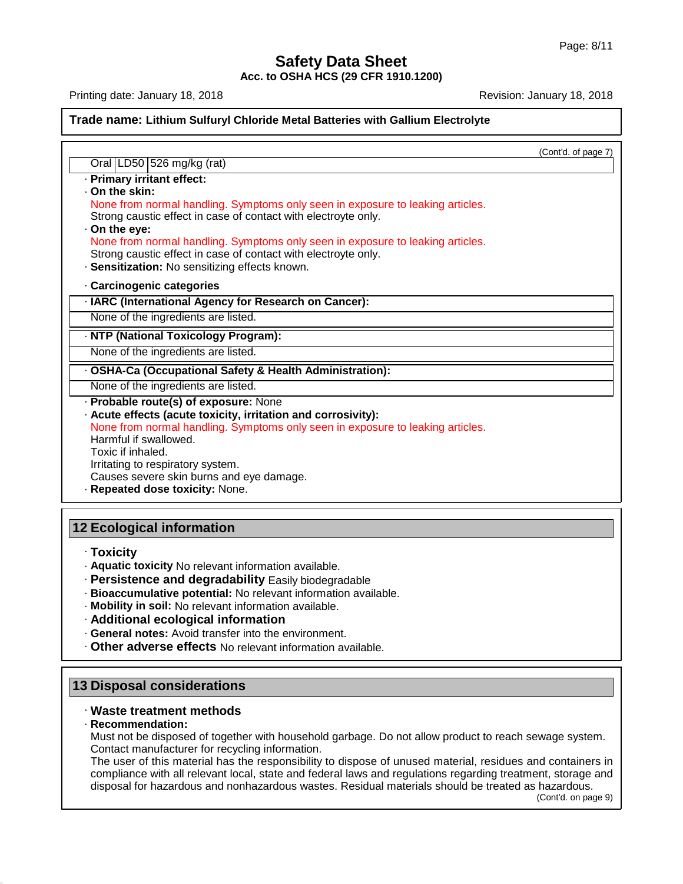Trade name: **Lithium Sulfuryl Chloride Metal Batteries with Gallium Electrolyte**

(Cont'd. of page 7)

| Oral | LD50 | 526 mg/kg (rat) |
|---|---|---|

· **Primary irritant effect:**
· **On the skin:**
None from normal handling. Symptoms only seen in exposure to leaking articles.
Strong caustic effect in case of contact with electroyte only.
· **On the eye:**
None from normal handling. Symptoms only seen in exposure to leaking articles.
Strong caustic effect in case of contact with electroyte only.
· **Sensitization:** No sensitizing effects known.

· **Carcinogenic categories**

| · IARC (International Agency for Research on Cancer): |
|---|
| None of the ingredients are listed. |

| · NTP (National Toxicology Program): |
|---|
| None of the ingredients are listed. |

| · OSHA-Ca (Occupational Safety & Health Administration): |
|---|
| None of the ingredients are listed. |

· **Probable route(s) of exposure:** None
· **Acute effects (acute toxicity, irritation and corrosivity):**
None from normal handling. Symptoms only seen in exposure to leaking articles.
Harmful if swallowed.
Toxic if inhaled.
Irritating to respiratory system.
Causes severe skin burns and eye damage.
· **Repeated dose toxicity:** None.

## 12 Ecological information

· **Toxicity**
· **Aquatic toxicity** No relevant information available.
· **Persistence and degradability** Easily biodegradable
· **Bioaccumulative potential:** No relevant information available.
· **Mobility in soil:** No relevant information available.
· **Additional ecological information**
· **General notes:** Avoid transfer into the environment.
· **Other adverse effects** No relevant information available.

## 13 Disposal considerations

· **Waste treatment methods**
· **Recommendation:**
Must not be disposed of together with household garbage. Do not allow product to reach sewage system.
Contact manufacturer for recycling information.
The user of this material has the responsibility to dispose of unused material, residues and containers in compliance with all relevant local, state and federal laws and regulations regarding treatment, storage and disposal for hazardous and nonhazardous wastes. Residual materials should be treated as hazardous.

(Cont'd. on page 9)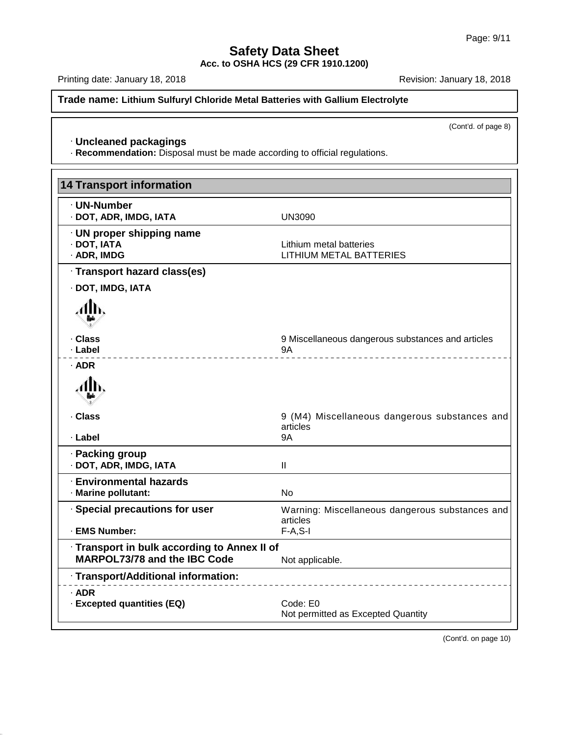(Cont'd. of page 8)

· **Uncleaned packagings**
· **Recommendation:** Disposal must be made according to official regulations.

## 14 Transport information

· **UN-Number**

| | |
|---|---|
| · **DOT, ADR, IMDG, IATA** | UN3090 |

· **UN proper shipping name**

| | |
|---|---|
| · **DOT, IATA** | Lithium metal batteries |
| · **ADR, IMDG** | LITHIUM METAL BATTERIES |

· **Transport hazard class(es)**

· **DOT, IMDG, IATA**

| | |
|---|---|
| · **Class** | 9 Miscellaneous dangerous substances and articles |
| · **Label** | 9A |

· **ADR**

| | |
|---|---|
| · **Class** | 9 (M4) Miscellaneous dangerous substances and articles |
| · **Label** | 9A |

· **Packing group**

| | |
|---|---|
| · **DOT, ADR, IMDG, IATA** | II |

· **Environmental hazards**

| | |
|---|---|
| · **Marine pollutant:** | No |

| | |
|---|---|
| · **Special precautions for user** | Warning: Miscellaneous dangerous substances and articles |
| · **EMS Number:** | F-A,S-I |

| | |
|---|---|
| · **Transport in bulk according to Annex II of MARPOL73/78 and the IBC Code** | Not applicable. |

· **Transport/Additional information:**

· **ADR**

| | |
|---|---|
| · **Excepted quantities (EQ)** | Code: E0<br>Not permitted as Excepted Quantity |

(Cont'd. on page 10)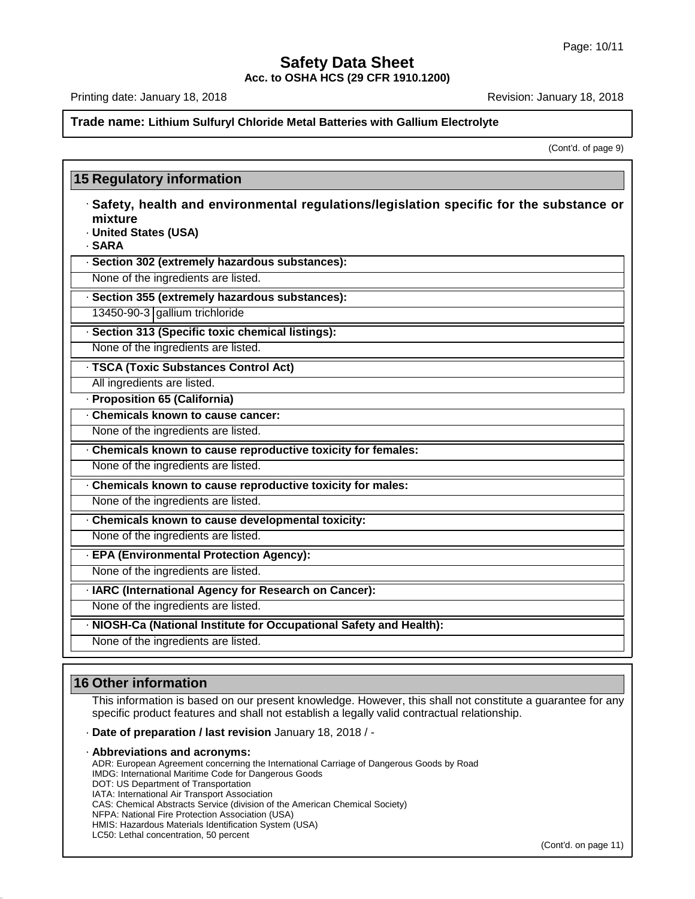**Trade name: Lithium Sulfuryl Chloride Metal Batteries with Gallium Electrolyte**

(Cont'd. of page 9)

## 15 Regulatory information

· **Safety, health and environmental regulations/legislation specific for the substance or mixture**

· **United States (USA)**

· **SARA**

· **Section 302 (extremely hazardous substances):**

None of the ingredients are listed.

· **Section 355 (extremely hazardous substances):**

| 13450-90-3 | gallium trichloride |
|---|---|

· **Section 313 (Specific toxic chemical listings):**

None of the ingredients are listed.

· **TSCA (Toxic Substances Control Act)**

All ingredients are listed.

· **Proposition 65 (California)**

· **Chemicals known to cause cancer:**

None of the ingredients are listed.

· **Chemicals known to cause reproductive toxicity for females:**

None of the ingredients are listed.

· **Chemicals known to cause reproductive toxicity for males:**

None of the ingredients are listed.

· **Chemicals known to cause developmental toxicity:**

None of the ingredients are listed.

· **EPA (Environmental Protection Agency):**

None of the ingredients are listed.

· **IARC (International Agency for Research on Cancer):**

None of the ingredients are listed.

· **NIOSH-Ca (National Institute for Occupational Safety and Health):**

None of the ingredients are listed.

## 16 Other information

This information is based on our present knowledge. However, this shall not constitute a guarantee for any specific product features and shall not establish a legally valid contractual relationship.

· **Date of preparation / last revision** January 18, 2018 / -

· **Abbreviations and acronyms:**

ADR: European Agreement concerning the International Carriage of Dangerous Goods by Road
IMDG: International Maritime Code for Dangerous Goods
DOT: US Department of Transportation
IATA: International Air Transport Association
CAS: Chemical Abstracts Service (division of the American Chemical Society)
NFPA: National Fire Protection Association (USA)
HMIS: Hazardous Materials Identification System (USA)
LC50: Lethal concentration, 50 percent

(Cont'd. on page 11)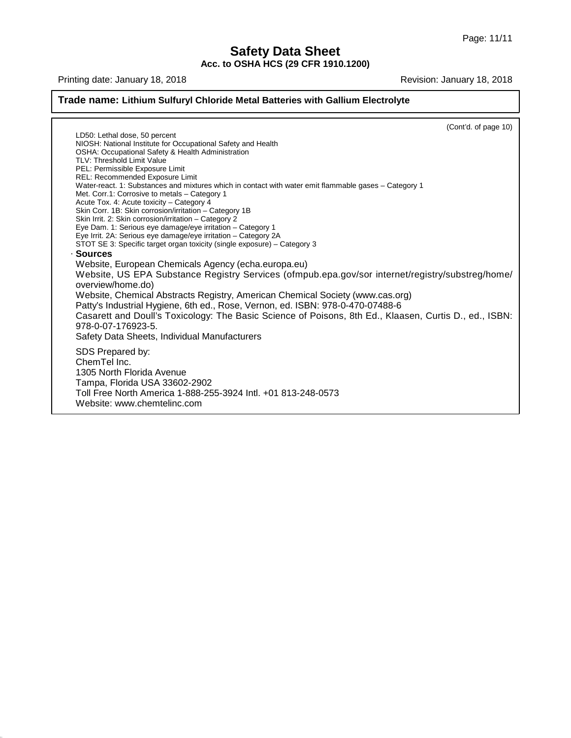**Trade name: Lithium Sulfuryl Chloride Metal Batteries with Gallium Electrolyte**

(Cont'd. of page 10)

LD50: Lethal dose, 50 percent
NIOSH: National Institute for Occupational Safety and Health
OSHA: Occupational Safety & Health Administration
TLV: Threshold Limit Value
PEL: Permissible Exposure Limit
REL: Recommended Exposure Limit
Water-react. 1: Substances and mixtures which in contact with water emit flammable gases – Category 1
Met. Corr.1: Corrosive to metals – Category 1
Acute Tox. 4: Acute toxicity – Category 4
Skin Corr. 1B: Skin corrosion/irritation – Category 1B
Skin Irrit. 2: Skin corrosion/irritation – Category 2
Eye Dam. 1: Serious eye damage/eye irritation – Category 1
Eye Irrit. 2A: Serious eye damage/eye irritation – Category 2A
STOT SE 3: Specific target organ toxicity (single exposure) – Category 3

· **Sources**

Website, European Chemicals Agency (echa.europa.eu)
Website, US EPA Substance Registry Services (ofmpub.epa.gov/sor internet/registry/substreg/home/overview/home.do)
Website, Chemical Abstracts Registry, American Chemical Society (www.cas.org)
Patty's Industrial Hygiene, 6th ed., Rose, Vernon, ed. ISBN: 978-0-470-07488-6
Casarett and Doull's Toxicology: The Basic Science of Poisons, 8th Ed., Klaasen, Curtis D., ed., ISBN: 978-0-07-176923-5.
Safety Data Sheets, Individual Manufacturers

SDS Prepared by:
ChemTel Inc.
1305 North Florida Avenue
Tampa, Florida USA 33602-2902
Toll Free North America 1-888-255-3924 Intl. +01 813-248-0573
Website: www.chemtelinc.com